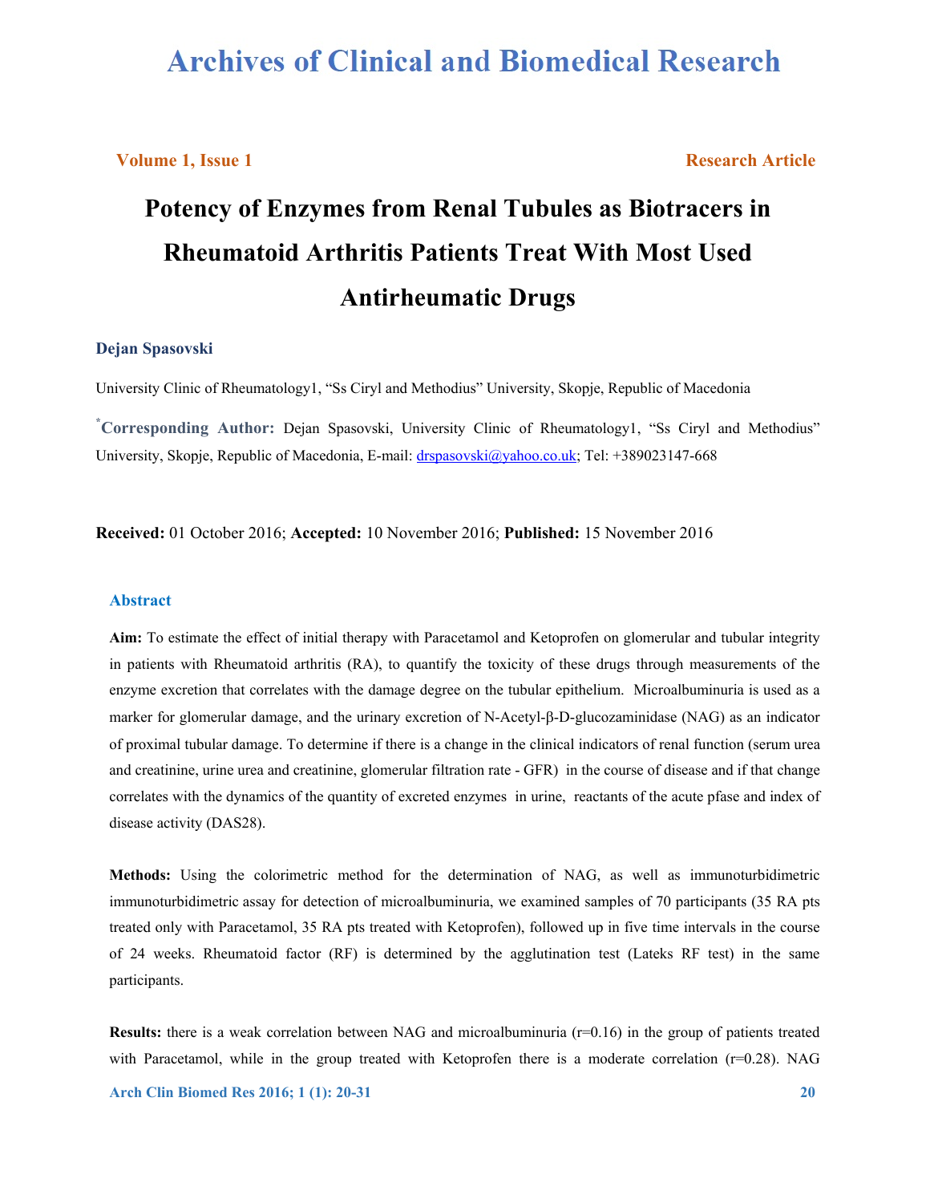# Archives of Clinical and Biomedical Research

**Volume 1, Issue 1** **Research Article**

# Potency of Enzymes from Renal Tubules as Biotracers in Rheumatoid Arthritis Patients Treat With Most Used Antirheumatic Drugs

**Dejan Spasovski**

University Clinic of Rheumatology1, "Ss Ciryl and Methodius" University, Skopje, Republic of Macedonia

***Corresponding Author:** Dejan Spasovski, University Clinic of Rheumatology1, "Ss Ciryl and Methodius" University, Skopje, Republic of Macedonia, E-mail: drspasovski@yahoo.co.uk; Tel: +389023147-668

**Received:** 01 October 2016; **Accepted:** 10 November 2016; **Published:** 15 November 2016

## Abstract

**Aim:** To estimate the effect of initial therapy with Paracetamol and Ketoprofen on glomerular and tubular integrity in patients with Rheumatoid arthritis (RA), to quantify the toxicity of these drugs through measurements of the enzyme excretion that correlates with the damage degree on the tubular epithelium. Microalbuminuria is used as a marker for glomerular damage, and the urinary excretion of N-Acetyl-β-D-glucozaminidase (NAG) as an indicator of proximal tubular damage. To determine if there is a change in the clinical indicators of renal function (serum urea and creatinine, urine urea and creatinine, glomerular filtration rate - GFR) in the course of disease and if that change correlates with the dynamics of the quantity of excreted enzymes in urine, reactants of the acute pfase and index of disease activity (DAS28).

**Methods:** Using the colorimetric method for the determination of NAG, as well as immunoturbidimetric immunoturbidimetric assay for detection of microalbuminuria, we examined samples of 70 participants (35 RA pts treated only with Paracetamol, 35 RA pts treated with Ketoprofen), followed up in five time intervals in the course of 24 weeks. Rheumatoid factor (RF) is determined by the agglutination test (Lateks RF test) in the same participants.

**Results:** there is a weak correlation between NAG and microalbuminuria (r=0.16) in the group of patients treated with Paracetamol, while in the group treated with Ketoprofen there is a moderate correlation (r=0.28). NAG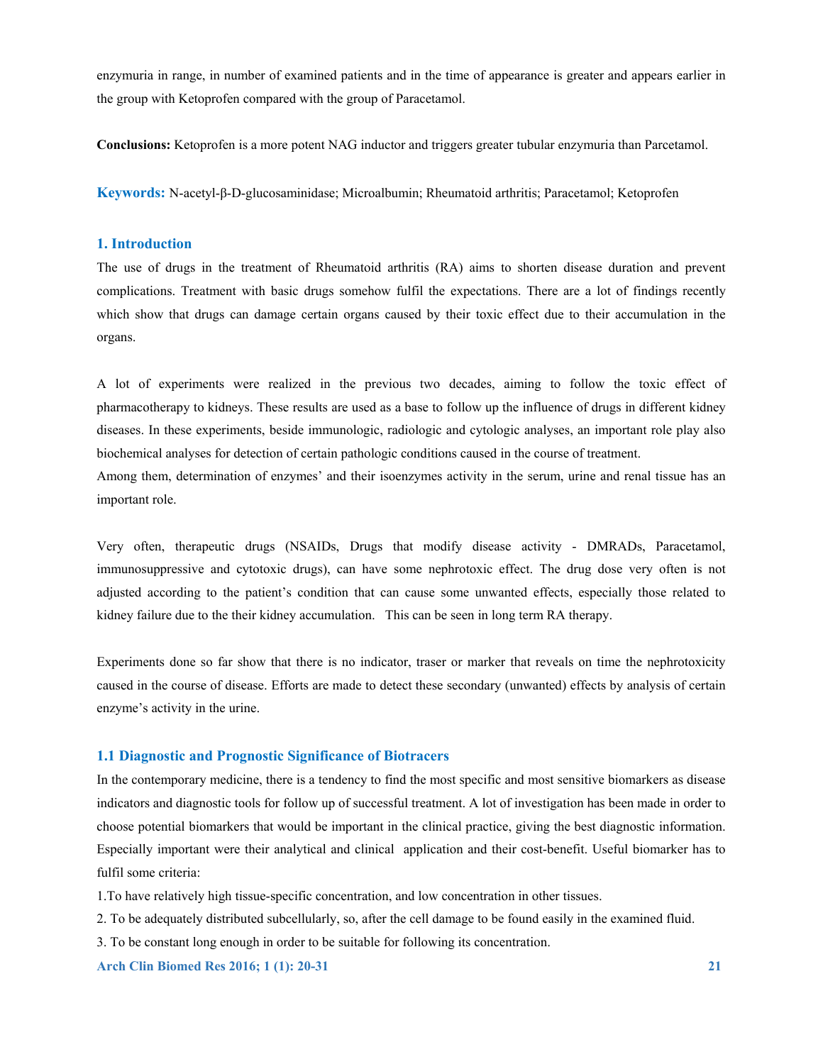enzymuria in range, in number of examined patients and in the time of appearance is greater and appears earlier in the group with Ketoprofen compared with the group of Paracetamol.

**Conclusions:** Ketoprofen is a more potent NAG inductor and triggers greater tubular enzymuria than Parcetamol.

**Keywords:** N-acetyl-β-D-glucosaminidase; Microalbumin; Rheumatoid arthritis; Paracetamol; Ketoprofen

## 1. Introduction

The use of drugs in the treatment of Rheumatoid arthritis (RA) aims to shorten disease duration and prevent complications. Treatment with basic drugs somehow fulfil the expectations. There are a lot of findings recently which show that drugs can damage certain organs caused by their toxic effect due to their accumulation in the organs.

A lot of experiments were realized in the previous two decades, aiming to follow the toxic effect of pharmacotherapy to kidneys. These results are used as a base to follow up the influence of drugs in different kidney diseases. In these experiments, beside immunologic, radiologic and cytologic analyses, an important role play also biochemical analyses for detection of certain pathologic conditions caused in the course of treatment.
Among them, determination of enzymes' and their isoenzymes activity in the serum, urine and renal tissue has an important role.

Very often, therapeutic drugs (NSAIDs, Drugs that modify disease activity - DMRADs, Paracetamol, immunosuppressive and cytotoxic drugs), can have some nephrotoxic effect. The drug dose very often is not adjusted according to the patient's condition that can cause some unwanted effects, especially those related to kidney failure due to the their kidney accumulation. This can be seen in long term RA therapy.

Experiments done so far show that there is no indicator, traser or marker that reveals on time the nephrotoxicity caused in the course of disease. Efforts are made to detect these secondary (unwanted) effects by analysis of certain enzyme's activity in the urine.

### 1.1 Diagnostic and Prognostic Significance of Biotracers

In the contemporary medicine, there is a tendency to find the most specific and most sensitive biomarkers as disease indicators and diagnostic tools for follow up of successful treatment. A lot of investigation has been made in order to choose potential biomarkers that would be important in the clinical practice, giving the best diagnostic information. Especially important were their analytical and clinical application and their cost-benefit. Useful biomarker has to fulfil some criteria:

1. To have relatively high tissue-specific concentration, and low concentration in other tissues.
2. To be adequately distributed subcellularly, so, after the cell damage to be found easily in the examined fluid.
3. To be constant long enough in order to be suitable for following its concentration.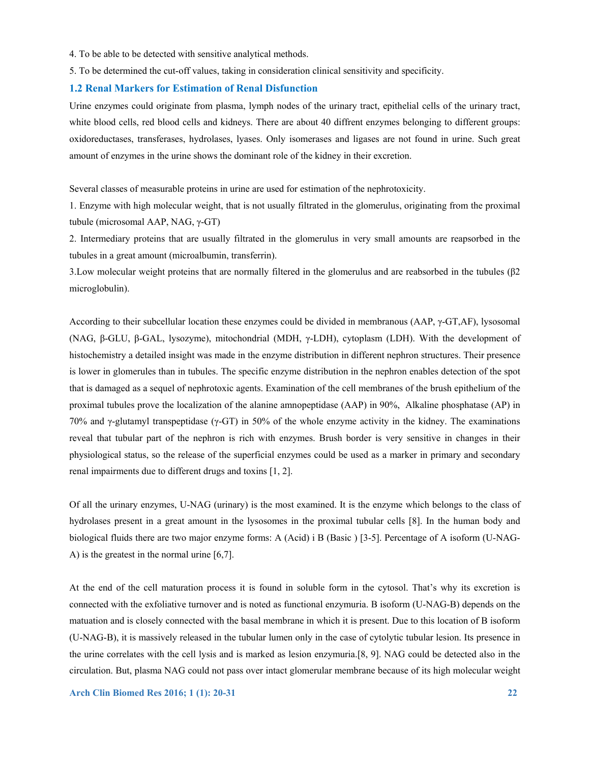4. To be able to be detected with sensitive analytical methods.

5. To be determined the cut-off values, taking in consideration clinical sensitivity and specificity.

## 1.2 Renal Markers for Estimation of Renal Disfunction

Urine enzymes could originate from plasma, lymph nodes of the urinary tract, epithelial cells of the urinary tract, white blood cells, red blood cells and kidneys. There are about 40 diffrent enzymes belonging to different groups: oxidoreductases, transferases, hydrolases, lyases. Only isomerases and ligases are not found in urine. Such great amount of enzymes in the urine shows the dominant role of the kidney in their excretion.

Several classes of measurable proteins in urine are used for estimation of the nephrotoxicity.

1. Enzyme with high molecular weight, that is not usually filtrated in the glomerulus, originating from the proximal tubule (microsomal AAP, NAG, γ-GT)

2. Intermediary proteins that are usually filtrated in the glomerulus in very small amounts are reapsorbed in the tubules in a great amount (microalbumin, transferrin).

3.Low molecular weight proteins that are normally filtered in the glomerulus and are reabsorbed in the tubules (β2 microglobulin).

According to their subcellular location these enzymes could be divided in membranous (AAP, γ-GT,AF), lysosomal (NAG, β-GLU, β-GAL, lysozyme), mitochondrial (MDH, γ-LDH), cytoplasm (LDH). With the development of histochemistry a detailed insight was made in the enzyme distribution in different nephron structures. Their presence is lower in glomerules than in tubules. The specific enzyme distribution in the nephron enables detection of the spot that is damaged as a sequel of nephrotoxic agents. Examination of the cell membranes of the brush epithelium of the proximal tubules prove the localization of the alanine amnopeptidase (AAP) in 90%, Alkaline phosphatase (AP) in 70% and γ-glutamyl transpeptidase (γ-GT) in 50% of the whole enzyme activity in the kidney. The examinations reveal that tubular part of the nephron is rich with enzymes. Brush border is very sensitive in changes in their physiological status, so the release of the superficial enzymes could be used as a marker in primary and secondary renal impairments due to different drugs and toxins [1, 2].

Of all the urinary enzymes, U-NAG (urinary) is the most examined. It is the enzyme which belongs to the class of hydrolases present in a great amount in the lysosomes in the proximal tubular cells [8]. In the human body and biological fluids there are two major enzyme forms: A (Acid) i B (Basic ) [3-5]. Percentage of A isoform (U-NAG-A) is the greatest in the normal urine [6,7].

At the end of the cell maturation process it is found in soluble form in the cytosol. That's why its excretion is connected with the exfoliative turnover and is noted as functional enzymuria. B isoform (U-NAG-B) depends on the matuation and is closely connected with the basal membrane in which it is present. Due to this location of B isoform (U-NAG-B), it is massively released in the tubular lumen only in the case of cytolytic tubular lesion. Its presence in the urine correlates with the cell lysis and is marked as lesion enzymuria.[8, 9]. NAG could be detected also in the circulation. But, plasma NAG could not pass over intact glomerular membrane because of its high molecular weight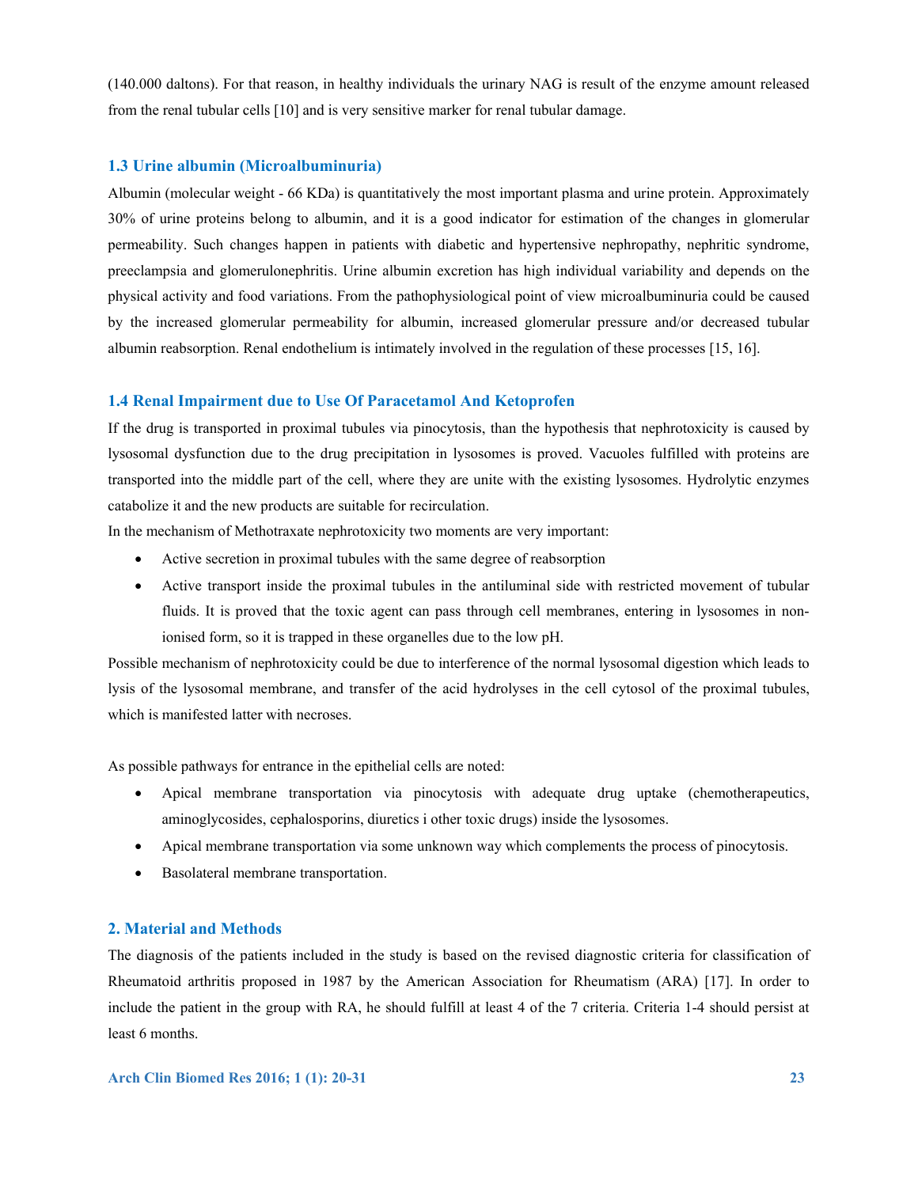(140.000 daltons). For that reason, in healthy individuals the urinary NAG is result of the enzyme amount released from the renal tubular cells [10] and is very sensitive marker for renal tubular damage.

### 1.3 Urine albumin (Microalbuminuria)

Albumin (molecular weight - 66 KDa) is quantitatively the most important plasma and urine protein. Approximately 30% of urine proteins belong to albumin, and it is a good indicator for estimation of the changes in glomerular permeability. Such changes happen in patients with diabetic and hypertensive nephropathy, nephritic syndrome, preeclampsia and glomerulonephritis. Urine albumin excretion has high individual variability and depends on the physical activity and food variations. From the pathophysiological point of view microalbuminuria could be caused by the increased glomerular permeability for albumin, increased glomerular pressure and/or decreased tubular albumin reabsorption. Renal endothelium is intimately involved in the regulation of these processes [15, 16].

### 1.4 Renal Impairment due to Use Of Paracetamol And Ketoprofen

If the drug is transported in proximal tubules via pinocytosis, than the hypothesis that nephrotoxicity is caused by lysosomal dysfunction due to the drug precipitation in lysosomes is proved. Vacuoles fulfilled with proteins are transported into the middle part of the cell, where they are unite with the existing lysosomes. Hydrolytic enzymes catabolize it and the new products are suitable for recirculation.

In the mechanism of Methotraxate nephrotoxicity two moments are very important:

- Active secretion in proximal tubules with the same degree of reabsorption
- Active transport inside the proximal tubules in the antiluminal side with restricted movement of tubular fluids. It is proved that the toxic agent can pass through cell membranes, entering in lysosomes in non-ionised form, so it is trapped in these organelles due to the low pH.

Possible mechanism of nephrotoxicity could be due to interference of the normal lysosomal digestion which leads to lysis of the lysosomal membrane, and transfer of the acid hydrolyses in the cell cytosol of the proximal tubules, which is manifested latter with necroses.

As possible pathways for entrance in the epithelial cells are noted:

- Apical membrane transportation via pinocytosis with adequate drug uptake (chemotherapeutics, aminoglycosides, cephalosporins, diuretics i other toxic drugs) inside the lysosomes.
- Apical membrane transportation via some unknown way which complements the process of pinocytosis.
- Basolateral membrane transportation.

## 2. Material and Methods

The diagnosis of the patients included in the study is based on the revised diagnostic criteria for classification of Rheumatoid arthritis proposed in 1987 by the American Association for Rheumatism (ARA) [17]. In order to include the patient in the group with RA, he should fulfill at least 4 of the 7 criteria. Criteria 1-4 should persist at least 6 months.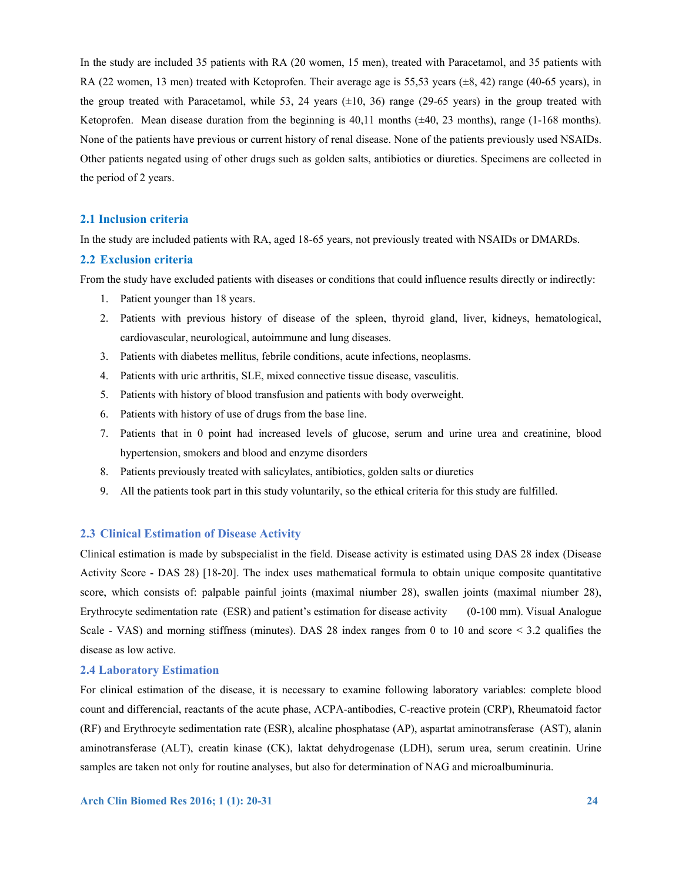In the study are included 35 patients with RA (20 women, 15 men), treated with Paracetamol, and 35 patients with RA (22 women, 13 men) treated with Ketoprofen. Their average age is 55,53 years (±8, 42) range (40-65 years), in the group treated with Paracetamol, while 53, 24 years (±10, 36) range (29-65 years) in the group treated with Ketoprofen. Mean disease duration from the beginning is 40,11 months (±40, 23 months), range (1-168 months). None of the patients have previous or current history of renal disease. None of the patients previously used NSAIDs. Other patients negated using of other drugs such as golden salts, antibiotics or diuretics. Specimens are collected in the period of 2 years.

### 2.1 Inclusion criteria

In the study are included patients with RA, aged 18-65 years, not previously treated with NSAIDs or DMARDs.

### 2.2 Exclusion criteria

From the study have excluded patients with diseases or conditions that could influence results directly or indirectly:

1. Patient younger than 18 years.
2. Patients with previous history of disease of the spleen, thyroid gland, liver, kidneys, hematological, cardiovascular, neurological, autoimmune and lung diseases.
3. Patients with diabetes mellitus, febrile conditions, acute infections, neoplasms.
4. Patients with uric arthritis, SLE, mixed connective tissue disease, vasculitis.
5. Patients with history of blood transfusion and patients with body overweight.
6. Patients with history of use of drugs from the base line.
7. Patients that in 0 point had increased levels of glucose, serum and urine urea and creatinine, blood hypertension, smokers and blood and enzyme disorders
8. Patients previously treated with salicylates, antibiotics, golden salts or diuretics
9. All the patients took part in this study voluntarily, so the ethical criteria for this study are fulfilled.

### 2.3 Clinical Estimation of Disease Activity

Clinical estimation is made by subspecialist in the field. Disease activity is estimated using DAS 28 index (Disease Activity Score - DAS 28) [18-20]. The index uses mathematical formula to obtain unique composite quantitative score, which consists of: palpable painful joints (maximal niumber 28), swallen joints (maximal niumber 28), Erythrocyte sedimentation rate (ESR) and patient's estimation for disease activity (0-100 mm). Visual Analogue Scale - VAS) and morning stiffness (minutes). DAS 28 index ranges from 0 to 10 and score < 3.2 qualifies the disease as low active.

### 2.4 Laboratory Estimation

For clinical estimation of the disease, it is necessary to examine following laboratory variables: complete blood count and differencial, reactants of the acute phase, ACPA-antibodies, C-reactive protein (CRP), Rheumatoid factor (RF) and Erythrocyte sedimentation rate (ESR), alcaline phosphatase (AP), aspartat aminotransferase (AST), alanin aminotransferase (ALT), creatin kinase (CK), laktat dehydrogenase (LDH), serum urea, serum creatinin. Urine samples are taken not only for routine analyses, but also for determination of NAG and microalbuminuria.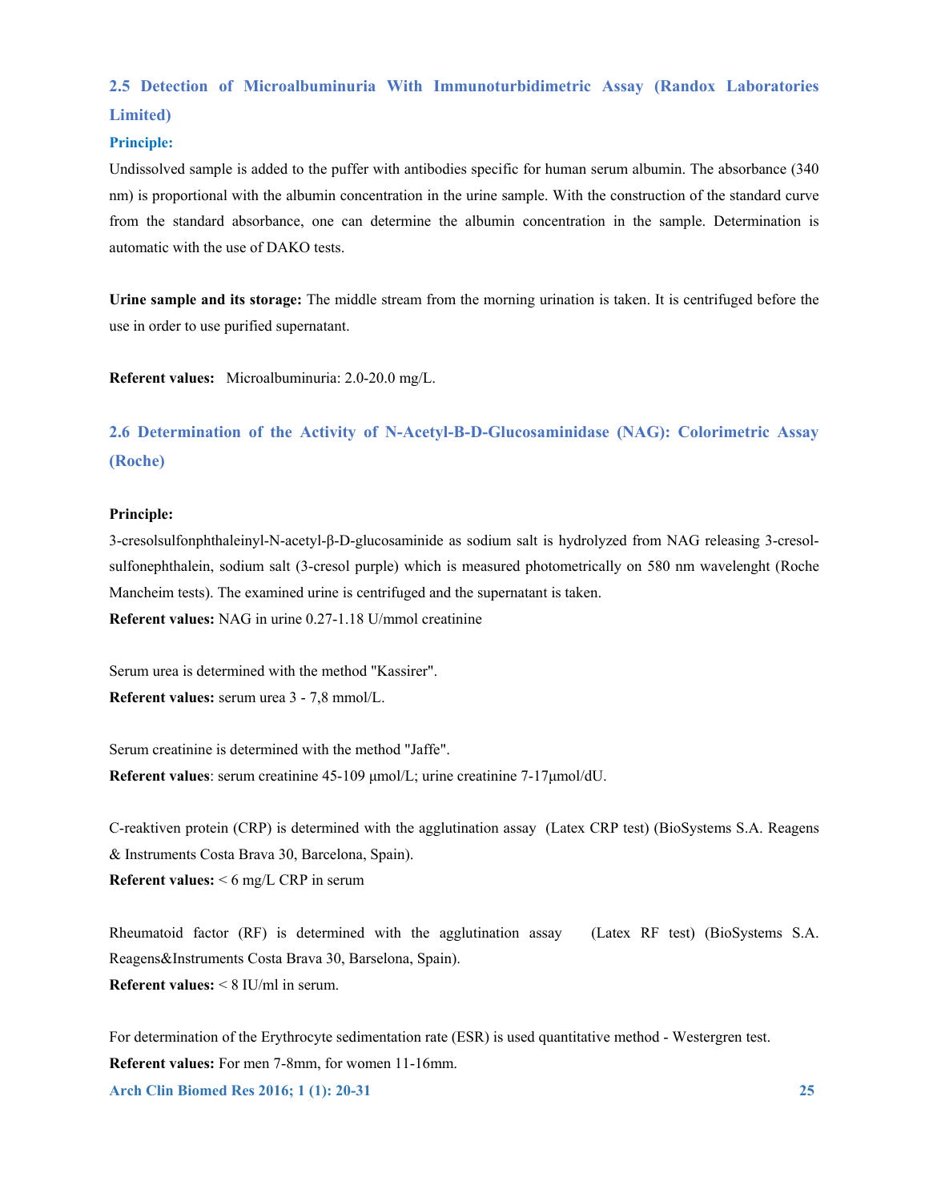### 2.5 Detection of Microalbuminuria With Immunoturbidimetric Assay (Randox Laboratories Limited)

**Principle:**

Undissolved sample is added to the puffer with antibodies specific for human serum albumin. The absorbance (340 nm) is proportional with the albumin concentration in the urine sample. With the construction of the standard curve from the standard absorbance, one can determine the albumin concentration in the sample. Determination is automatic with the use of DAKO tests.

**Urine sample and its storage:** The middle stream from the morning urination is taken. It is centrifuged before the use in order to use purified supernatant.

**Referent values:** Microalbuminuria: 2.0-20.0 mg/L.

### 2.6 Determination of the Activity of N-Acetyl-B-D-Glucosaminidase (NAG): Colorimetric Assay (Roche)

**Principle:**

3-cresolsulfonphthaleinyl-N-acetyl-β-D-glucosaminide as sodium salt is hydrolyzed from NAG releasing 3-cresol-sulfonephthalein, sodium salt (3-cresol purple) which is measured photometrically on 580 nm wavelenght (Roche Mancheim tests). The examined urine is centrifuged and the supernatant is taken.

**Referent values:** NAG in urine 0.27-1.18 U/mmol creatinine

Serum urea is determined with the method "Kassirer".

**Referent values:** serum urea 3 - 7,8 mmol/L.

Serum creatinine is determined with the method "Jaffe".

**Referent values**: serum creatinine 45-109 μmol/L; urine creatinine 7-17μmol/dU.

C-reaktiven protein (CRP) is determined with the agglutination assay (Latex CRP test) (BioSystems S.A. Reagens & Instruments Costa Brava 30, Barcelona, Spain).

**Referent values:** < 6 mg/L CRP in serum

Rheumatoid factor (RF) is determined with the agglutination assay (Latex RF test) (BioSystems S.A. Reagens&Instruments Costa Brava 30, Barselona, Spain).

**Referent values:** < 8 IU/ml in serum.

For determination of the Erythrocyte sedimentation rate (ESR) is used quantitative method - Westergren test.

**Referent values:** For men 7-8mm, for women 11-16mm.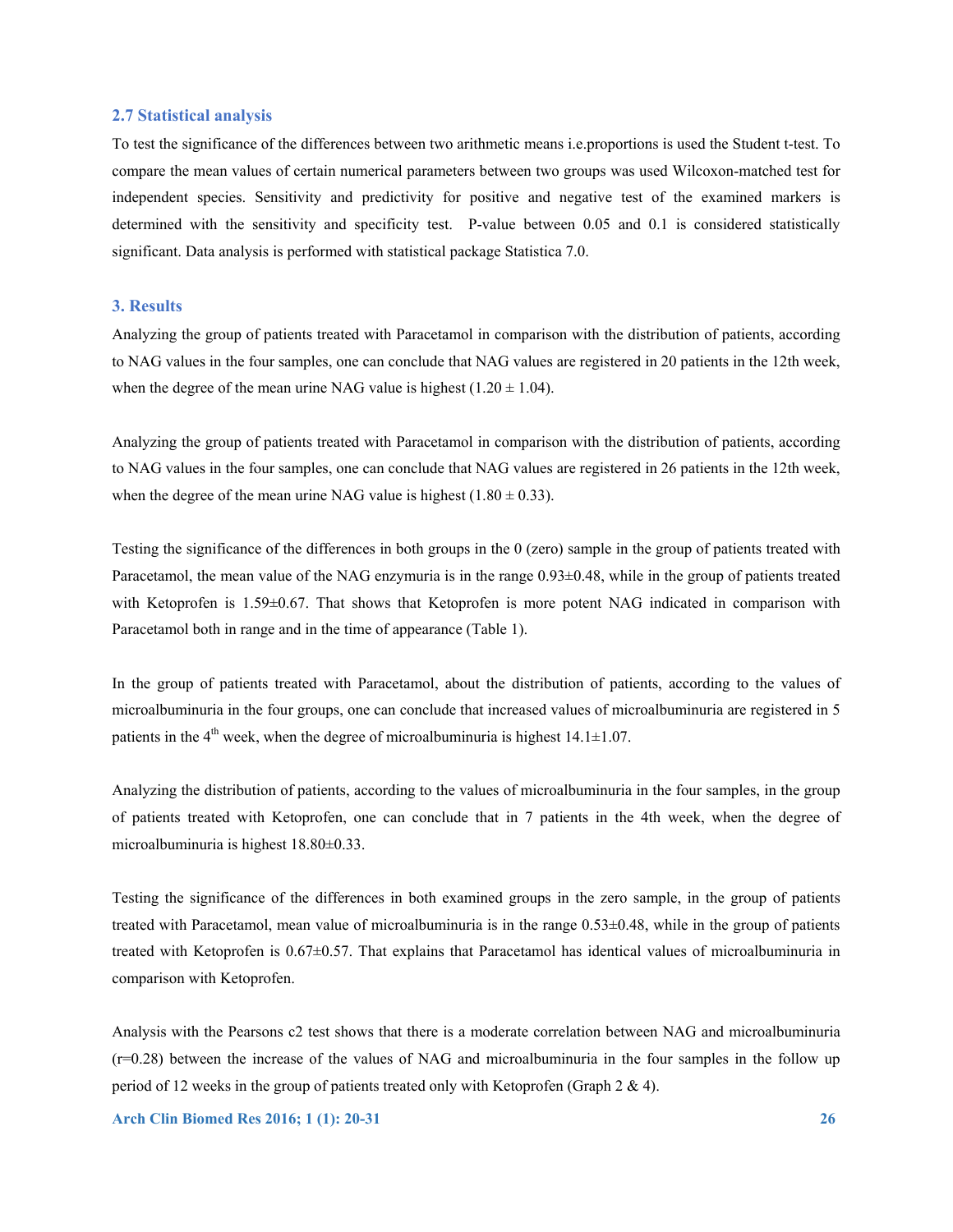## 2.7 Statistical analysis

To test the significance of the differences between two arithmetic means i.e.proportions is used the Student t-test. To compare the mean values of certain numerical parameters between two groups was used Wilcoxon-matched test for independent species. Sensitivity and predictivity for positive and negative test of the examined markers is determined with the sensitivity and specificity test. P-value between 0.05 and 0.1 is considered statistically significant. Data analysis is performed with statistical package Statistica 7.0.

# 3. Results

Analyzing the group of patients treated with Paracetamol in comparison with the distribution of patients, according to NAG values in the four samples, one can conclude that NAG values are registered in 20 patients in the 12th week, when the degree of the mean urine NAG value is highest (1.20 ± 1.04).

Analyzing the group of patients treated with Paracetamol in comparison with the distribution of patients, according to NAG values in the four samples, one can conclude that NAG values are registered in 26 patients in the 12th week, when the degree of the mean urine NAG value is highest (1.80 ± 0.33).

Testing the significance of the differences in both groups in the 0 (zero) sample in the group of patients treated with Paracetamol, the mean value of the NAG enzymuria is in the range 0.93±0.48, while in the group of patients treated with Ketoprofen is 1.59±0.67. That shows that Ketoprofen is more potent NAG indicated in comparison with Paracetamol both in range and in the time of appearance (Table 1).

In the group of patients treated with Paracetamol, about the distribution of patients, according to the values of microalbuminuria in the four groups, one can conclude that increased values of microalbuminuria are registered in 5 patients in the 4th week, when the degree of microalbuminuria is highest 14.1±1.07.

Analyzing the distribution of patients, according to the values of microalbuminuria in the four samples, in the group of patients treated with Ketoprofen, one can conclude that in 7 patients in the 4th week, when the degree of microalbuminuria is highest 18.80±0.33.

Testing the significance of the differences in both examined groups in the zero sample, in the group of patients treated with Paracetamol, mean value of microalbuminuria is in the range 0.53±0.48, while in the group of patients treated with Ketoprofen is 0.67±0.57. That explains that Paracetamol has identical values of microalbuminuria in comparison with Ketoprofen.

Analysis with the Pearsons c2 test shows that there is a moderate correlation between NAG and microalbuminuria ($r=0.28$) between the increase of the values of NAG and microalbuminuria in the four samples in the follow up period of 12 weeks in the group of patients treated only with Ketoprofen (Graph 2 & 4).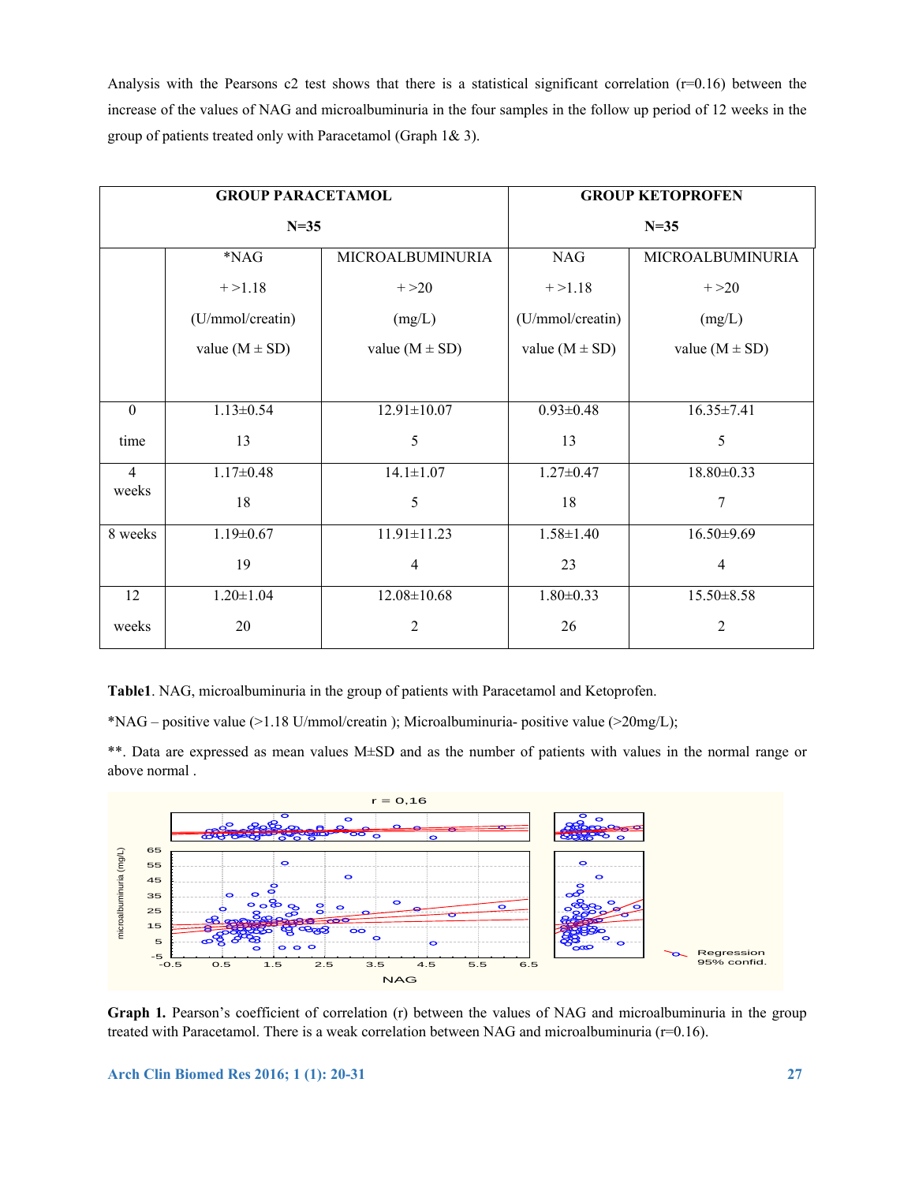Analysis with the Pearsons c2 test shows that there is a statistical significant correlation (r=0.16) between the increase of the values of NAG and microalbuminuria in the four samples in the follow up period of 12 weeks in the group of patients treated only with Paracetamol (Graph 1& 3).

| | GROUP PARACETAMOL N=35 | | GROUP KETOPROFEN N=35 | |
|---|---|---|---|---|
| | *NAG + >1.18 (U/mmol/creatin) value (M ± SD) | MICROALBUMINURIA + >20 (mg/L) value (M ± SD) | NAG + >1.18 (U/mmol/creatin) value (M ± SD) | MICROALBUMINURIA + >20 (mg/L) value (M ± SD) |
| 0 time | 1.13±0.54<br>13 | 12.91±10.07<br>5 | 0.93±0.48<br>13 | 16.35±7.41<br>5 |
| 4 weeks | 1.17±0.48<br>18 | 14.1±1.07<br>5 | 1.27±0.47<br>18 | 18.80±0.33<br>7 |
| 8 weeks | 1.19±0.67<br>19 | 11.91±11.23<br>4 | 1.58±1.40<br>23 | 16.50±9.69<br>4 |
| 12 weeks | 1.20±1.04<br>20 | 12.08±10.68<br>2 | 1.80±0.33<br>26 | 15.50±8.58<br>2 |

**Table1**. NAG, microalbuminuria in the group of patients with Paracetamol and Ketoprofen.

*NAG – positive value (>1.18 U/mmol/creatin ); Microalbuminuria- positive value (>20mg/L);

**. Data are expressed as mean values M±SD and as the number of patients with values in the normal range or above normal .

**Graph 1.** Pearson's coefficient of correlation (r) between the values of NAG and microalbuminuria in the group treated with Paracetamol. There is a weak correlation between NAG and microalbuminuria (r=0.16).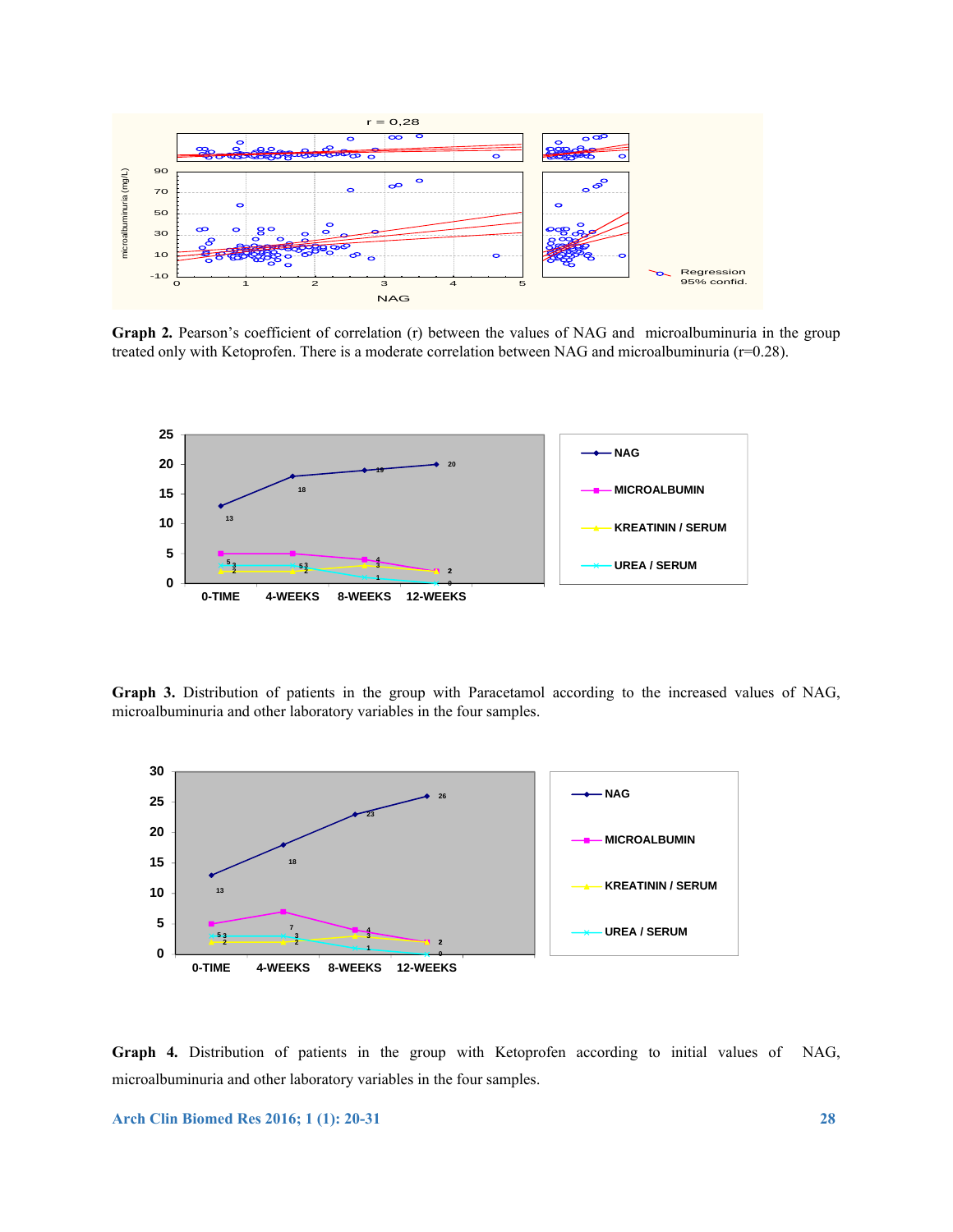**Graph 2.** Pearson's coefficient of correlation (r) between the values of NAG and microalbuminuria in the group treated only with Ketoprofen. There is a moderate correlation between NAG and microalbuminuria (r=0.28).

**Graph 3.** Distribution of patients in the group with Paracetamol according to the increased values of NAG, microalbuminuria and other laboratory variables in the four samples.

**Graph 4.** Distribution of patients in the group with Ketoprofen according to initial values of NAG, microalbuminuria and other laboratory variables in the four samples.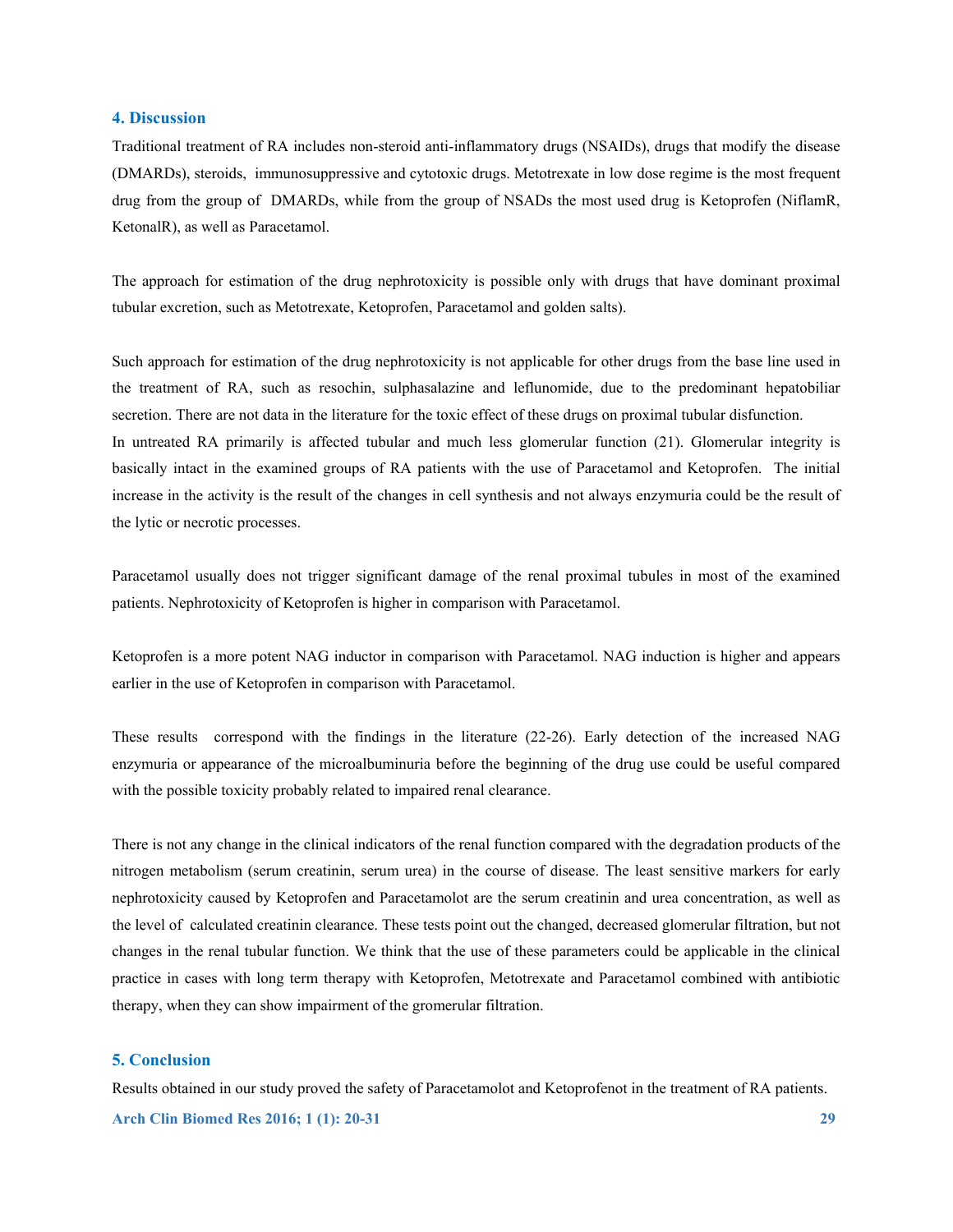## 4. Discussion

Traditional treatment of RA includes non-steroid anti-inflammatory drugs (NSAIDs), drugs that modify the disease (DMARDs), steroids, immunosuppressive and cytotoxic drugs. Metotrexate in low dose regime is the most frequent drug from the group of DMARDs, while from the group of NSADs the most used drug is Ketoprofen (NiflamR, KetonalR), as well as Paracetamol.

The approach for estimation of the drug nephrotoxicity is possible only with drugs that have dominant proximal tubular excretion, such as Metotrexate, Ketoprofen, Paracetamol and golden salts).

Such approach for estimation of the drug nephrotoxicity is not applicable for other drugs from the base line used in the treatment of RA, such as resochin, sulphasalazine and leflunomide, due to the predominant hepatobiliar secretion. There are not data in the literature for the toxic effect of these drugs on proximal tubular disfunction.
In untreated RA primarily is affected tubular and much less glomerular function (21). Glomerular integrity is basically intact in the examined groups of RA patients with the use of Paracetamol and Ketoprofen. The initial increase in the activity is the result of the changes in cell synthesis and not always enzymuria could be the result of the lytic or necrotic processes.

Paracetamol usually does not trigger significant damage of the renal proximal tubules in most of the examined patients. Nephrotoxicity of Ketoprofen is higher in comparison with Paracetamol.

Ketoprofen is a more potent NAG inductor in comparison with Paracetamol. NAG induction is higher and appears earlier in the use of Ketoprofen in comparison with Paracetamol.

These results correspond with the findings in the literature (22-26). Early detection of the increased NAG enzymuria or appearance of the microalbuminuria before the beginning of the drug use could be useful compared with the possible toxicity probably related to impaired renal clearance.

There is not any change in the clinical indicators of the renal function compared with the degradation products of the nitrogen metabolism (serum creatinin, serum urea) in the course of disease. The least sensitive markers for early nephrotoxicity caused by Ketoprofen and Paracetamolot are the serum creatinin and urea concentration, as well as the level of calculated creatinin clearance. These tests point out the changed, decreased glomerular filtration, but not changes in the renal tubular function. We think that the use of these parameters could be applicable in the clinical practice in cases with long term therapy with Ketoprofen, Metotrexate and Paracetamol combined with antibiotic therapy, when they can show impairment of the gromerular filtration.

## 5. Conclusion

Results obtained in our study proved the safety of Paracetamolot and Ketoprofenot in the treatment of RA patients.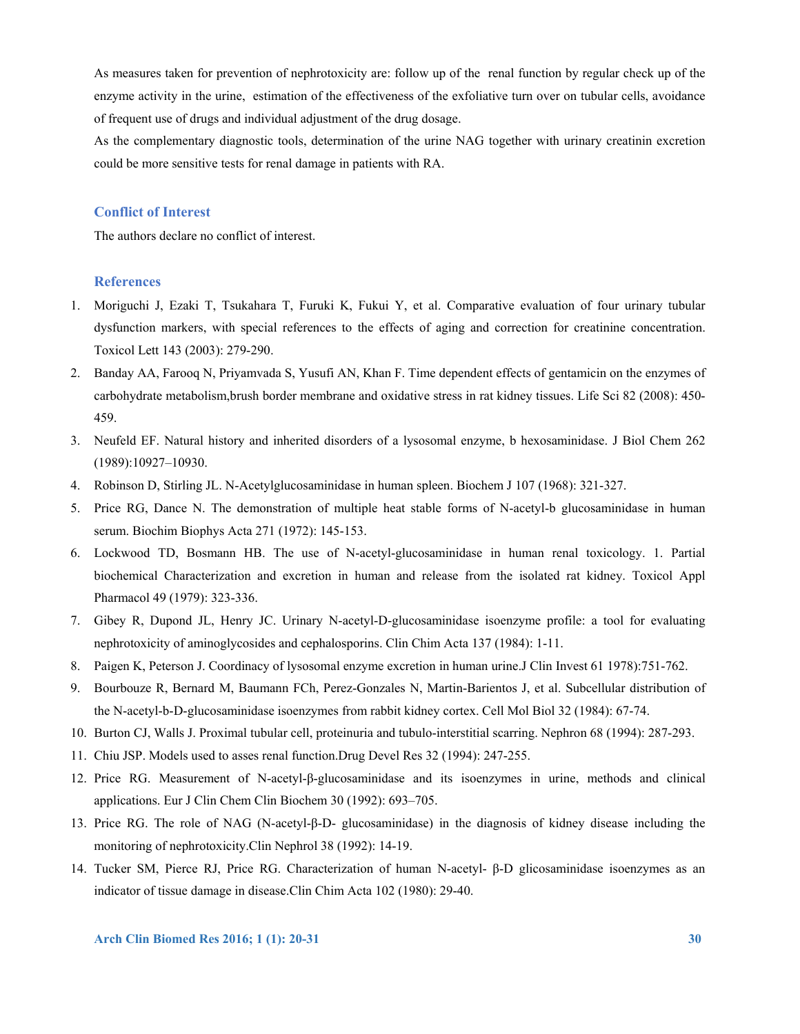As measures taken for prevention of nephrotoxicity are: follow up of the renal function by regular check up of the enzyme activity in the urine, estimation of the effectiveness of the exfoliative turn over on tubular cells, avoidance of frequent use of drugs and individual adjustment of the drug dosage.

As the complementary diagnostic tools, determination of the urine NAG together with urinary creatinin excretion could be more sensitive tests for renal damage in patients with RA.

## Conflict of Interest

The authors declare no conflict of interest.

## References

1. Moriguchi J, Ezaki T, Tsukahara T, Furuki K, Fukui Y, et al. Comparative evaluation of four urinary tubular dysfunction markers, with special references to the effects of aging and correction for creatinine concentration. Toxicol Lett 143 (2003): 279-290.
2. Banday AA, Farooq N, Priyamvada S, Yusufi AN, Khan F. Time dependent effects of gentamicin on the enzymes of carbohydrate metabolism,brush border membrane and oxidative stress in rat kidney tissues. Life Sci 82 (2008): 450-459.
3. Neufeld EF. Natural history and inherited disorders of a lysosomal enzyme, b hexosaminidase. J Biol Chem 262 (1989):10927–10930.
4. Robinson D, Stirling JL. N-Acetylglucosaminidase in human spleen. Biochem J 107 (1968): 321-327.
5. Price RG, Dance N. The demonstration of multiple heat stable forms of N-acetyl-b glucosaminidase in human serum. Biochim Biophys Acta 271 (1972): 145-153.
6. Lockwood TD, Bosmann HB. The use of N-acetyl-glucosaminidase in human renal toxicology. 1. Partial biochemical Characterization and excretion in human and release from the isolated rat kidney. Toxicol Appl Pharmacol 49 (1979): 323-336.
7. Gibey R, Dupond JL, Henry JC. Urinary N-acetyl-D-glucosaminidase isoenzyme profile: a tool for evaluating nephrotoxicity of aminoglycosides and cephalosporins. Clin Chim Acta 137 (1984): 1-11.
8. Paigen K, Peterson J. Coordinacy of lysosomal enzyme excretion in human urine.J Clin Invest 61 1978):751-762.
9. Bourbouze R, Bernard M, Baumann FCh, Perez-Gonzales N, Martin-Barientos J, et al. Subcellular distribution of the N-acetyl-b-D-glucosaminidase isoenzymes from rabbit kidney cortex. Cell Mol Biol 32 (1984): 67-74.
10. Burton CJ, Walls J. Proximal tubular cell, proteinuria and tubulo-interstitial scarring. Nephron 68 (1994): 287-293.
11. Chiu JSP. Models used to asses renal function.Drug Devel Res 32 (1994): 247-255.
12. Price RG. Measurement of N-acetyl-β-glucosaminidase and its isoenzymes in urine, methods and clinical applications. Eur J Clin Chem Clin Biochem 30 (1992): 693–705.
13. Price RG. The role of NAG (N-acetyl-β-D- glucosaminidase) in the diagnosis of kidney disease including the monitoring of nephrotoxicity.Clin Nephrol 38 (1992): 14-19.
14. Tucker SM, Pierce RJ, Price RG. Characterization of human N-acetyl- β-D glicosaminidase isoenzymes as an indicator of tissue damage in disease.Clin Chim Acta 102 (1980): 29-40.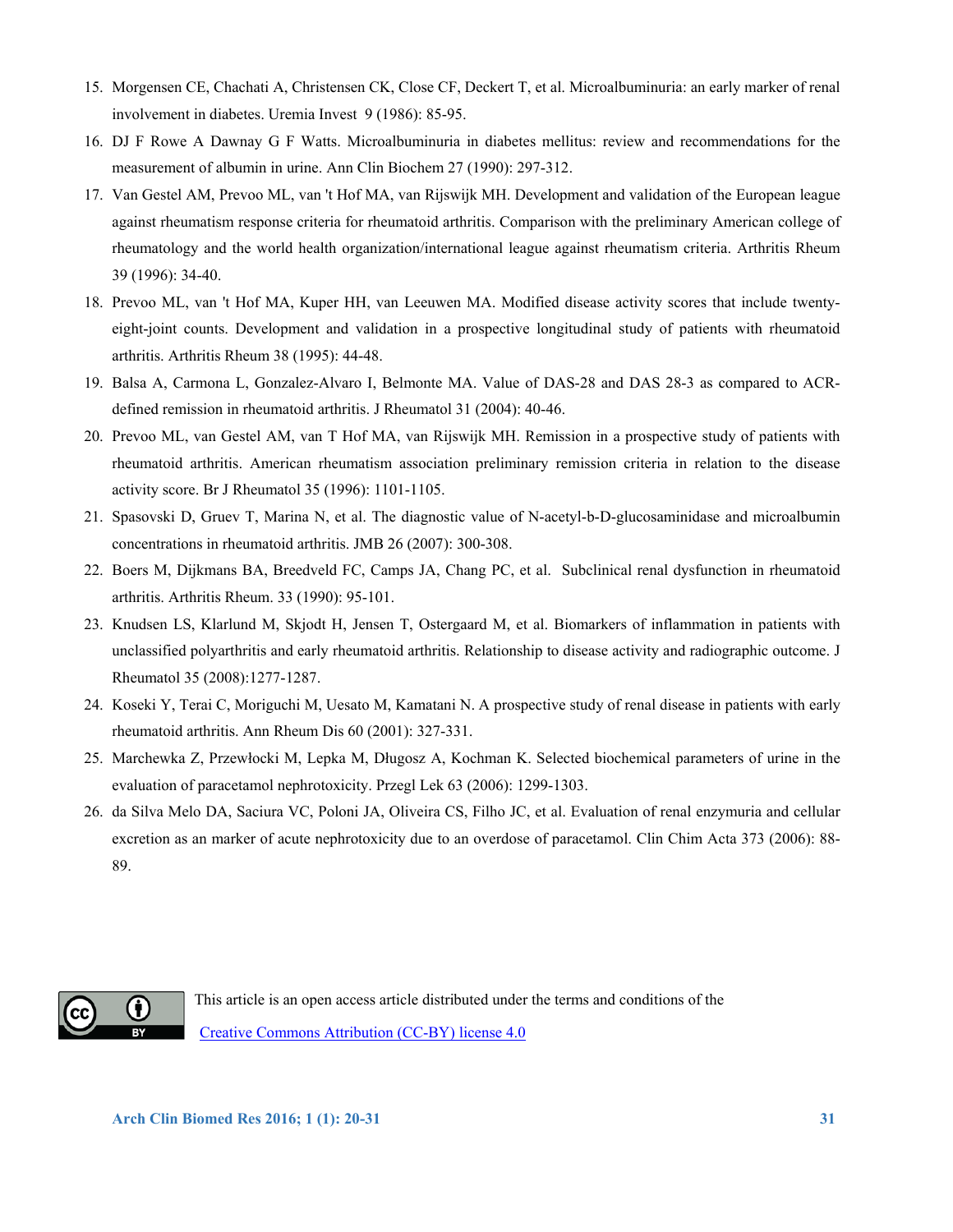15. Morgensen CE, Chachati A, Christensen CK, Close CF, Deckert T, et al. Microalbuminuria: an early marker of renal involvement in diabetes. Uremia Invest 9 (1986): 85-95.
16. DJ F Rowe A Dawnay G F Watts. Microalbuminuria in diabetes mellitus: review and recommendations for the measurement of albumin in urine. Ann Clin Biochem 27 (1990): 297-312.
17. Van Gestel AM, Prevoo ML, van 't Hof MA, van Rijswijk MH. Development and validation of the European league against rheumatism response criteria for rheumatoid arthritis. Comparison with the preliminary American college of rheumatology and the world health organization/international league against rheumatism criteria. Arthritis Rheum 39 (1996): 34-40.
18. Prevoo ML, van 't Hof MA, Kuper HH, van Leeuwen MA. Modified disease activity scores that include twenty-eight-joint counts. Development and validation in a prospective longitudinal study of patients with rheumatoid arthritis. Arthritis Rheum 38 (1995): 44-48.
19. Balsa A, Carmona L, Gonzalez-Alvaro I, Belmonte MA. Value of DAS-28 and DAS 28-3 as compared to ACR-defined remission in rheumatoid arthritis. J Rheumatol 31 (2004): 40-46.
20. Prevoo ML, van Gestel AM, van T Hof MA, van Rijswijk MH. Remission in a prospective study of patients with rheumatoid arthritis. American rheumatism association preliminary remission criteria in relation to the disease activity score. Br J Rheumatol 35 (1996): 1101-1105.
21. Spasovski D, Gruev T, Marina N, et al. The diagnostic value of N-acetyl-b-D-glucosaminidase and microalbumin concentrations in rheumatoid arthritis. JMB 26 (2007): 300-308.
22. Boers M, Dijkmans BA, Breedveld FC, Camps JA, Chang PC, et al. Subclinical renal dysfunction in rheumatoid arthritis. Arthritis Rheum. 33 (1990): 95-101.
23. Knudsen LS, Klarlund M, Skjodt H, Jensen T, Ostergaard M, et al. Biomarkers of inflammation in patients with unclassified polyarthritis and early rheumatoid arthritis. Relationship to disease activity and radiographic outcome. J Rheumatol 35 (2008):1277-1287.
24. Koseki Y, Terai C, Moriguchi M, Uesato M, Kamatani N. A prospective study of renal disease in patients with early rheumatoid arthritis. Ann Rheum Dis 60 (2001): 327-331.
25. Marchewka Z, Przewłocki M, Lepka M, Długosz A, Kochman K. Selected biochemical parameters of urine in the evaluation of paracetamol nephrotoxicity. Przegl Lek 63 (2006): 1299-1303.
26. da Silva Melo DA, Saciura VC, Poloni JA, Oliveira CS, Filho JC, et al. Evaluation of renal enzymuria and cellular excretion as an marker of acute nephrotoxicity due to an overdose of paracetamol. Clin Chim Acta 373 (2006): 88-89.

This article is an open access article distributed under the terms and conditions of the [Creative Commons Attribution (CC-BY) license 4.0](https://creativecommons.org/licenses/by/4.0/)